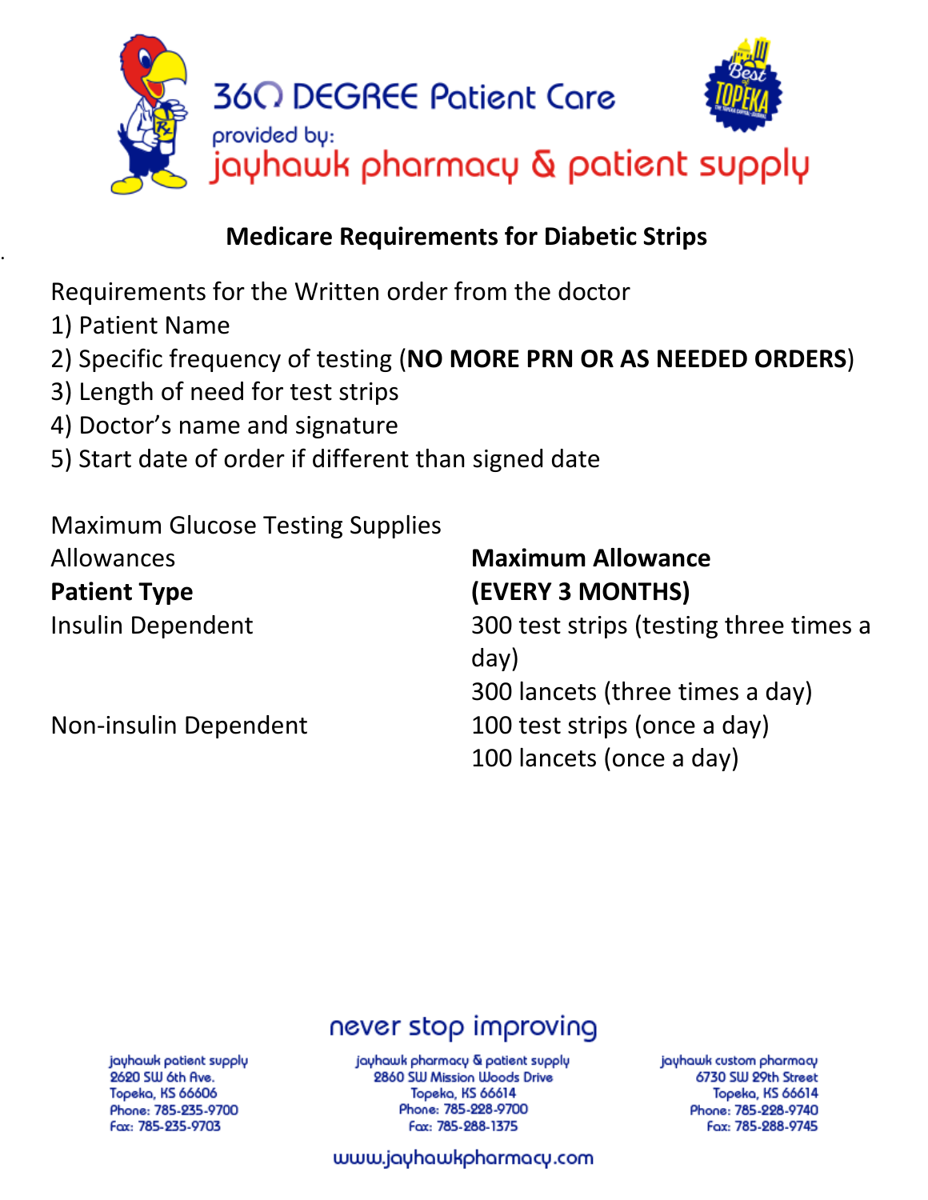360 DEGREE Patient Care

provided by:

jayhawk pharmacy & patient supply

## Medicare Requirements for Diabetic Strips

Requirements for the Written order from the doctor

1) Patient Name
2) Specific frequency of testing (**NO MORE PRN OR AS NEEDED ORDERS**)
3) Length of need for test strips
4) Doctor's name and signature
5) Start date of order if different than signed date

Maximum Glucose Testing Supplies Allowances

| **Patient Type** | **Maximum Allowance (EVERY 3 MONTHS)** |
| --- | --- |
| Insulin Dependent | 300 test strips (testing three times a day)<br>300 lancets (three times a day) |
| Non-insulin Dependent | 100 test strips (once a day)<br>100 lancets (once a day) |

never stop improving

jayhawk patient supply
2620 SW 6th Ave.
Topeka, KS 66606
Phone: 785-235-9700
Fax: 785-235-9703

jayhawk pharmacy & patient supply
2860 SW Mission Woods Drive
Topeka, KS 66614
Phone: 785-228-9700
Fax: 785-288-1375

jayhawk custom pharmacy
6730 SW 29th Street
Topeka, KS 66614
Phone: 785-228-9740
Fax: 785-288-9745

www.jayhawkpharmacy.com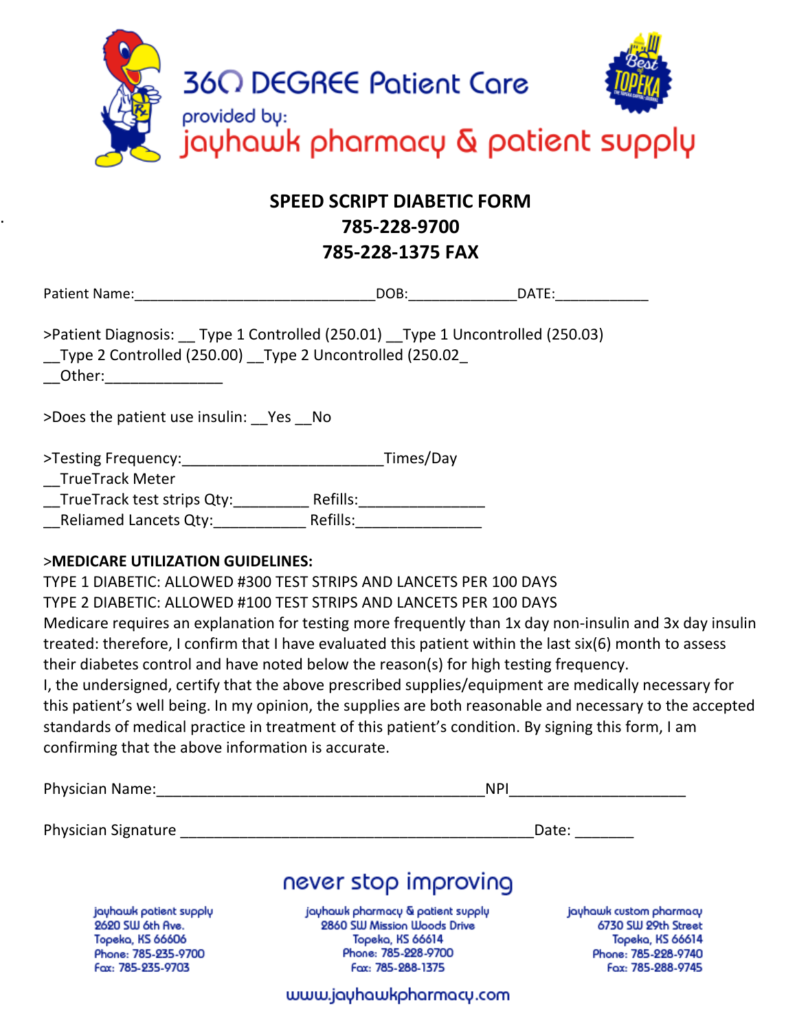360 DEGREE Patient Care

provided by:

jayhawk pharmacy & patient supply

Best of TOPEKA

## SPEED SCRIPT DIABETIC FORM

**785-228-9700**

**785-228-1375 FAX**

Patient Name:______________________________DOB:_____________DATE:___________

>Patient Diagnosis: __ Type 1 Controlled (250.01) __Type 1 Uncontrolled (250.03)
__Type 2 Controlled (250.00) __Type 2 Uncontrolled (250.02_
__Other:______________

>Does the patient use insulin: __Yes __No

>Testing Frequency:_______________________Times/Day
__TrueTrack Meter
__TrueTrack test strips Qty:_________ Refills:_______________
__Reliamed Lancets Qty:___________ Refills:_______________

>**MEDICARE UTILIZATION GUIDELINES:**
TYPE 1 DIABETIC: ALLOWED #300 TEST STRIPS AND LANCETS PER 100 DAYS
TYPE 2 DIABETIC: ALLOWED #100 TEST STRIPS AND LANCETS PER 100 DAYS
Medicare requires an explanation for testing more frequently than 1x day non-insulin and 3x day insulin treated: therefore, I confirm that I have evaluated this patient within the last six(6) month to assess their diabetes control and have noted below the reason(s) for high testing frequency.
I, the undersigned, certify that the above prescribed supplies/equipment are medically necessary for this patient's well being. In my opinion, the supplies are both reasonable and necessary to the accepted standards of medical practice in treatment of this patient's condition. By signing this form, I am confirming that the above information is accurate.

Physician Name:_______________________________________NPI____________________

Physician Signature ___________________________________________Date: _______

never stop improving

jayhawk patient supply
2620 SW 6th Ave.
Topeka, KS 66606
Phone: 785-235-9700
Fax: 785-235-9703

jayhawk pharmacy & patient supply
2860 SW Mission Woods Drive
Topeka, KS 66614
Phone: 785-228-9700
Fax: 785-288-1375

jayhawk custom pharmacy
6730 SW 29th Street
Topeka, KS 66614
Phone: 785-228-9740
Fax: 785-288-9745

www.jayhawkpharmacy.com